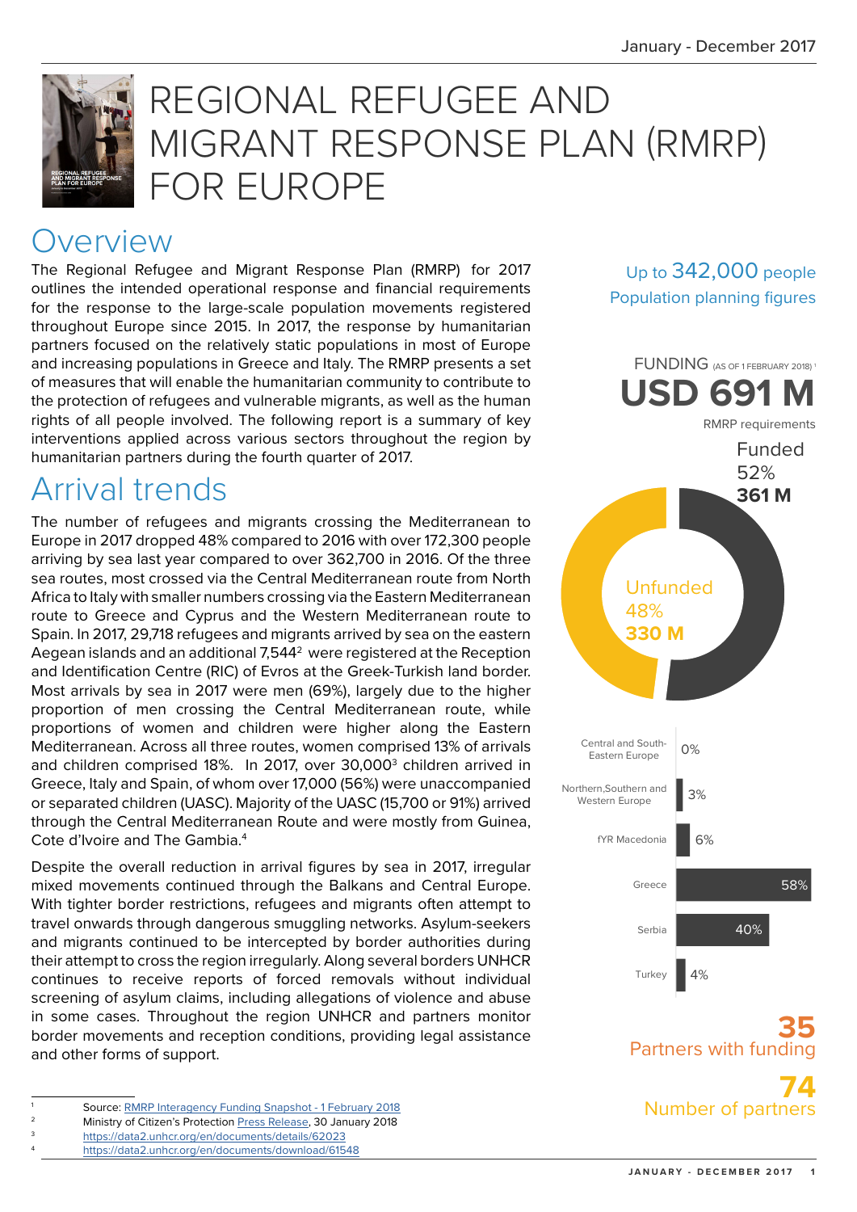# REGIONAL REFUGEE AND MIGRANT RESPONSE PLAN (RMRP) FOR EUROPE

## Overview

The Regional Refugee and Migrant Response Plan (RMRP) for 2017 outlines the intended operational response and financial requirements for the response to the large-scale population movements registered throughout Europe since 2015. In 2017, the response by humanitarian partners focused on the relatively static populations in most of Europe and increasing populations in Greece and Italy. The RMRP presents a set of measures that will enable the humanitarian community to contribute to the protection of refugees and vulnerable migrants, as well as the human rights of all people involved. The following report is a summary of key interventions applied across various sectors throughout the region by humanitarian partners during the fourth quarter of 2017.

## Arrival trends

The number of refugees and migrants crossing the Mediterranean to Europe in 2017 dropped 48% compared to 2016 with over 172,300 people arriving by sea last year compared to over 362,700 in 2016. Of the three sea routes, most crossed via the Central Mediterranean route from North Africa to Italy with smaller numbers crossing via the Eastern Mediterranean route to Greece and Cyprus and the Western Mediterranean route to Spain. In 2017, 29,718 refugees and migrants arrived by sea on the eastern Aegean islands and an additional 7,544[2] were registered at the Reception and Identification Centre (RIC) of Evros at the Greek-Turkish land border. Most arrivals by sea in 2017 were men (69%), largely due to the higher proportion of men crossing the Central Mediterranean route, while proportions of women and children were higher along the Eastern Mediterranean. Across all three routes, women comprised 13% of arrivals and children comprised 18%. In 2017, over 30,000[3] children arrived in Greece, Italy and Spain, of whom over 17,000 (56%) were unaccompanied or separated children (UASC). Majority of the UASC (15,700 or 91%) arrived through the Central Mediterranean Route and were mostly from Guinea, Cote d'Ivoire and The Gambia.[4]

Despite the overall reduction in arrival figures by sea in 2017, irregular mixed movements continued through the Balkans and Central Europe. With tighter border restrictions, refugees and migrants often attempt to travel onwards through dangerous smuggling networks. Asylum-seekers and migrants continued to be intercepted by border authorities during their attempt to cross the region irregularly. Along several borders UNHCR continues to receive reports of forced removals without individual screening of asylum claims, including allegations of violence and abuse in some cases. Throughout the region UNHCR and partners monitor border movements and reception conditions, providing legal assistance and other forms of support.

Up to **342,000** people
Population planning figures

FUNDING (AS OF 1 FEBRUARY 2018)[1]

**USD 691 M**
RMRP requirements

Funded 52% **361 M**

Unfunded 48% **330 M**

| Country/Region | Funded |
|---|---|
| Central and South-Eastern Europe | 0% |
| Northern, Southern and Western Europe | 3% |
| fYR Macedonia | 6% |
| Greece | 58% |
| Serbia | 40% |
| Turkey | 4% |

**35** Partners with funding

**74** Number of partners

---

1 Source: RMRP Interagency Funding Snapshot - 1 February 2018
2 Ministry of Citizen's Protection Press Release, 30 January 2018
3 https://data2.unhcr.org/en/documents/details/62023
4 https://data2.unhcr.org/en/documents/download/61548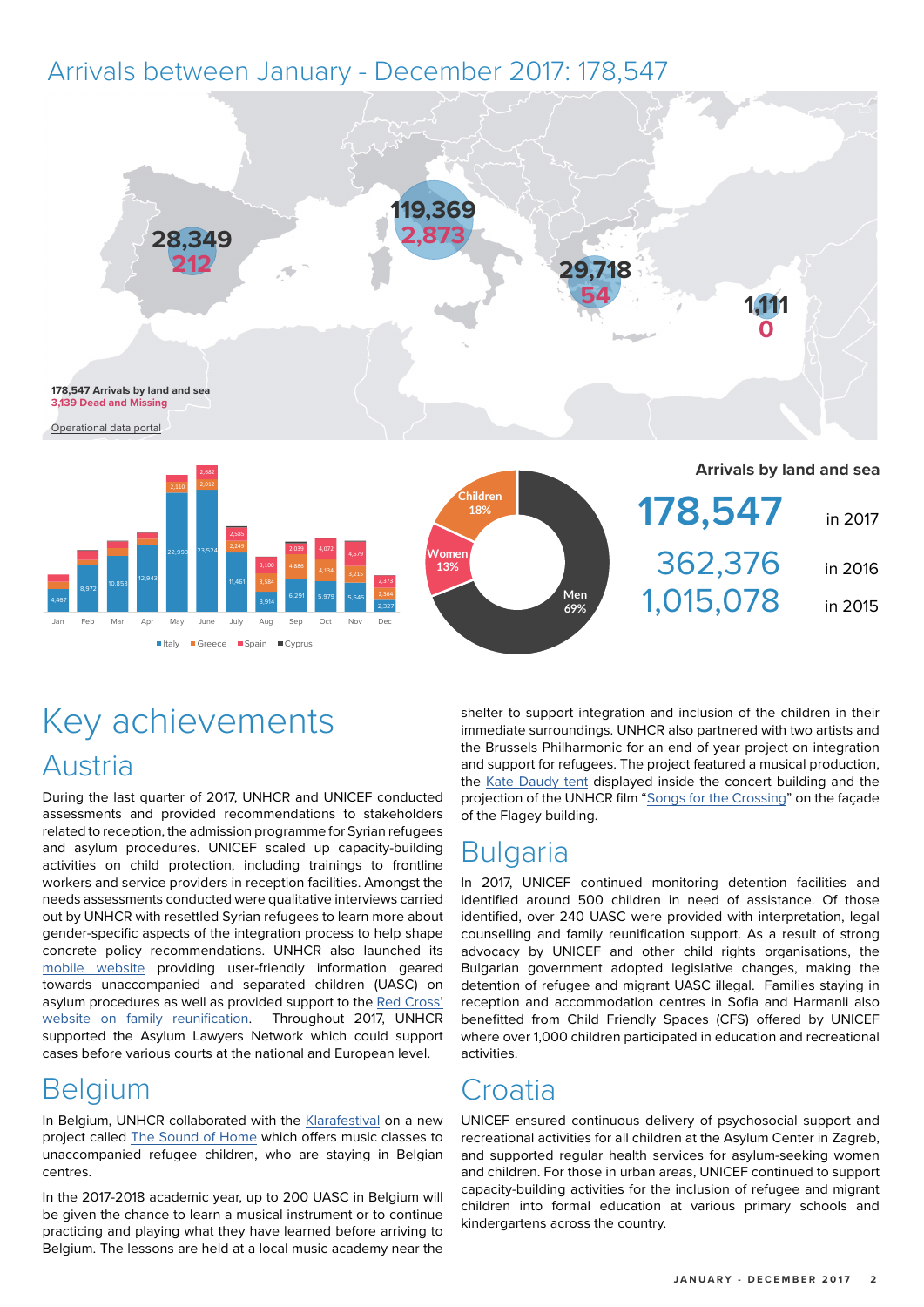## Arrivals between January - December 2017: 178,547

28,349
212

119,369
2,873

29,718
54

1,111
0

**178,547 Arrivals by land and sea**
3,139 Dead and Missing

Operational data portal

| | Jan | Feb | Mar | Apr | May | June | July | Aug | Sep | Oct | Nov | Dec |
|---|---|---|---|---|---|---|---|---|---|---|---|---|
| Italy | 4,467 | 8,972 | 10,853 | 12,943 | 22,993 | 23,524 | 11,461 | 3,914 | 6,291 | 5,979 | 5,645 | 2,327 |
| Greece | | | | | 2,110 | 2,012 | 2,249 | 3,584 | 4,886 | 4,134 | 3,215 | 2,364 |
| Spain | | | | | | 2,682 | 2,585 | 3,100 | 2,039 | 4,072 | 4,679 | 2,373 |
| Cyprus | | | | | | | | | | | | |

Children 18%
Women 13%
Men 69%

**Arrivals by land and sea**

178,547 in 2017

362,376 in 2016

1,015,078 in 2015

# Key achievements

## Austria

During the last quarter of 2017, UNHCR and UNICEF conducted assessments and provided recommendations to stakeholders related to reception, the admission programme for Syrian refugees and asylum procedures. UNICEF scaled up capacity-building activities on child protection, including trainings to frontline workers and service providers in reception facilities. Amongst the needs assessments conducted were qualitative interviews carried out by UNHCR with resettled Syrian refugees to learn more about gender-specific aspects of the integration process to help shape concrete policy recommendations. UNHCR also launched its mobile website providing user-friendly information geared towards unaccompanied and separated children (UASC) on asylum procedures as well as provided support to the Red Cross' website on family reunification. Throughout 2017, UNHCR supported the Asylum Lawyers Network which could support cases before various courts at the national and European level.

## Belgium

In Belgium, UNHCR collaborated with the Klarafestival on a new project called The Sound of Home which offers music classes to unaccompanied refugee children, who are staying in Belgian centres.

In the 2017-2018 academic year, up to 200 UASC in Belgium will be given the chance to learn a musical instrument or to continue practicing and playing what they have learned before arriving to Belgium. The lessons are held at a local music academy near the shelter to support integration and inclusion of the children in their immediate surroundings. UNHCR also partnered with two artists and the Brussels Philharmonic for an end of year project on integration and support for refugees. The project featured a musical production, the Kate Daudy tent displayed inside the concert building and the projection of the UNHCR film "Songs for the Crossing" on the façade of the Flagey building.

## Bulgaria

In 2017, UNICEF continued monitoring detention facilities and identified around 500 children in need of assistance. Of those identified, over 240 UASC were provided with interpretation, legal counselling and family reunification support. As a result of strong advocacy by UNICEF and other child rights organisations, the Bulgarian government adopted legislative changes, making the detention of refugee and migrant UASC illegal. Families staying in reception and accommodation centres in Sofia and Harmanli also benefitted from Child Friendly Spaces (CFS) offered by UNICEF where over 1,000 children participated in education and recreational activities.

## Croatia

UNICEF ensured continuous delivery of psychosocial support and recreational activities for all children at the Asylum Center in Zagreb, and supported regular health services for asylum-seeking women and children. For those in urban areas, UNICEF continued to support capacity-building activities for the inclusion of refugee and migrant children into formal education at various primary schools and kindergartens across the country.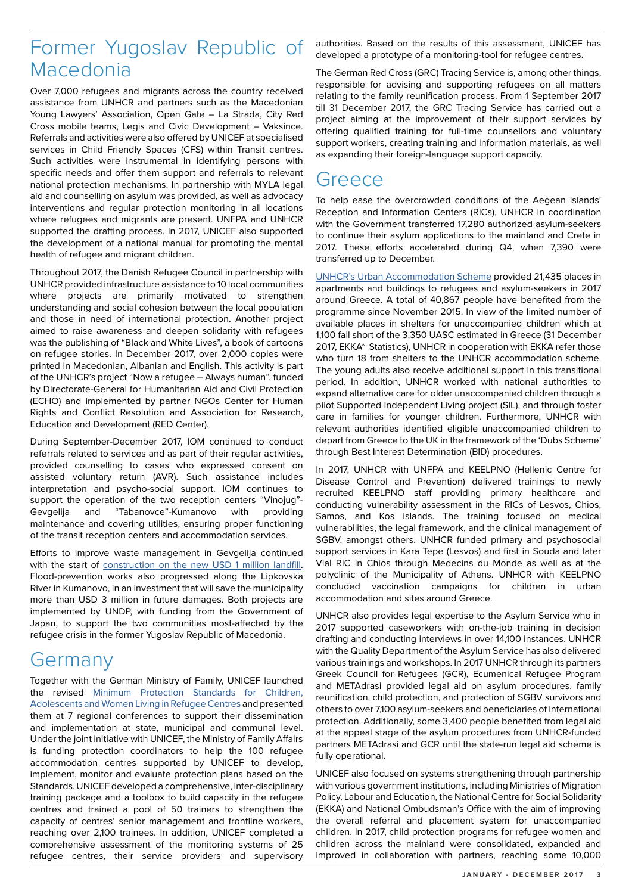# Former Yugoslav Republic of Macedonia

Over 7,000 refugees and migrants across the country received assistance from UNHCR and partners such as the Macedonian Young Lawyers' Association, Open Gate – La Strada, City Red Cross mobile teams, Legis and Civic Development – Vaksince. Referrals and activities were also offered by UNICEF at specialised services in Child Friendly Spaces (CFS) within Transit centres. Such activities were instrumental in identifying persons with specific needs and offer them support and referrals to relevant national protection mechanisms. In partnership with MYLA legal aid and counselling on asylum was provided, as well as advocacy interventions and regular protection monitoring in all locations where refugees and migrants are present. UNFPA and UNHCR supported the drafting process. In 2017, UNICEF also supported the development of a national manual for promoting the mental health of refugee and migrant children.

Throughout 2017, the Danish Refugee Council in partnership with UNHCR provided infrastructure assistance to 10 local communities where projects are primarily motivated to strengthen understanding and social cohesion between the local population and those in need of international protection. Another project aimed to raise awareness and deepen solidarity with refugees was the publishing of "Black and White Lives", a book of cartoons on refugee stories. In December 2017, over 2,000 copies were printed in Macedonian, Albanian and English. This activity is part of the UNHCR's project "Now a refugee – Always human", funded by Directorate-General for Humanitarian Aid and Civil Protection (ECHO) and implemented by partner NGOs Center for Human Rights and Conflict Resolution and Association for Research, Education and Development (RED Center).

During September-December 2017, IOM continued to conduct referrals related to services and as part of their regular activities, provided counselling to cases who expressed consent on assisted voluntary return (AVR). Such assistance includes interpretation and psycho-social support. IOM continues to support the operation of the two reception centers "Vinojug"-Gevgelija and "Tabanovce"-Kumanovo with providing maintenance and covering utilities, ensuring proper functioning of the transit reception centers and accommodation services.

Efforts to improve waste management in Gevgelija continued with the start of construction on the new USD 1 million landfill. Flood-prevention works also progressed along the Lipkovska River in Kumanovo, in an investment that will save the municipality more than USD 3 million in future damages. Both projects are implemented by UNDP, with funding from the Government of Japan, to support the two communities most-affected by the refugee crisis in the former Yugoslav Republic of Macedonia.

# Germany

Together with the German Ministry of Family, UNICEF launched the revised Minimum Protection Standards for Children, Adolescents and Women Living in Refugee Centres and presented them at 7 regional conferences to support their dissemination and implementation at state, municipal and communal level. Under the joint initiative with UNICEF, the Ministry of Family Affairs is funding protection coordinators to help the 100 refugee accommodation centres supported by UNICEF to develop, implement, monitor and evaluate protection plans based on the Standards. UNICEF developed a comprehensive, inter-disciplinary training package and a toolbox to build capacity in the refugee centres and trained a pool of 50 trainers to strengthen the capacity of centres' senior management and frontline workers, reaching over 2,100 trainees. In addition, UNICEF completed a comprehensive assessment of the monitoring systems of 25 refugee centres, their service providers and supervisory authorities. Based on the results of this assessment, UNICEF has developed a prototype of a monitoring-tool for refugee centres.

The German Red Cross (GRC) Tracing Service is, among other things, responsible for advising and supporting refugees on all matters relating to the family reunification process. From 1 September 2017 till 31 December 2017, the GRC Tracing Service has carried out a project aiming at the improvement of their support services by offering qualified training for full-time counsellors and voluntary support workers, creating training and information materials, as well as expanding their foreign-language support capacity.

# Greece

To help ease the overcrowded conditions of the Aegean islands' Reception and Information Centers (RICs), UNHCR in coordination with the Government transferred 17,280 authorized asylum-seekers to continue their asylum applications to the mainland and Crete in 2017. These efforts accelerated during Q4, when 7,390 were transferred up to December.

UNHCR's Urban Accommodation Scheme provided 21,435 places in apartments and buildings to refugees and asylum-seekers in 2017 around Greece. A total of 40,867 people have benefited from the programme since November 2015. In view of the limited number of available places in shelters for unaccompanied children which at 1,100 fall short of the 3,350 UASC estimated in Greece (31 December 2017, EKKA* Statistics), UNHCR in cooperation with EKKA refer those who turn 18 from shelters to the UNHCR accommodation scheme. The young adults also receive additional support in this transitional period. In addition, UNHCR worked with national authorities to expand alternative care for older unaccompanied children through a pilot Supported Independent Living project (SIL), and through foster care in families for younger children. Furthermore, UNHCR with relevant authorities identified eligible unaccompanied children to depart from Greece to the UK in the framework of the 'Dubs Scheme' through Best Interest Determination (BID) procedures.

In 2017, UNHCR with UNFPA and KEELPNO (Hellenic Centre for Disease Control and Prevention) delivered trainings to newly recruited KEELPNO staff providing primary healthcare and conducting vulnerability assessment in the RICs of Lesvos, Chios, Samos, and Kos islands. The training focused on medical vulnerabilities, the legal framework, and the clinical management of SGBV, amongst others. UNHCR funded primary and psychosocial support services in Kara Tepe (Lesvos) and first in Souda and later Vial RIC in Chios through Medecins du Monde as well as at the polyclinic of the Municipality of Athens. UNHCR with KEELPNO concluded vaccination campaigns for children in urban accommodation and sites around Greece.

UNHCR also provides legal expertise to the Asylum Service who in 2017 supported caseworkers with on-the-job training in decision drafting and conducting interviews in over 14,100 instances. UNHCR with the Quality Department of the Asylum Service has also delivered various trainings and workshops. In 2017 UNHCR through its partners Greek Council for Refugees (GCR), Ecumenical Refugee Program and METAdrasi provided legal aid on asylum procedures, family reunification, child protection, and protection of SGBV survivors and others to over 7,100 asylum-seekers and beneficiaries of international protection. Additionally, some 3,400 people benefited from legal aid at the appeal stage of the asylum procedures from UNHCR-funded partners METAdrasi and GCR until the state-run legal aid scheme is fully operational.

UNICEF also focused on systems strengthening through partnership with various government institutions, including Ministries of Migration Policy, Labour and Education, the National Centre for Social Solidarity (EKKA) and National Ombudsman's Office with the aim of improving the overall referral and placement system for unaccompanied children. In 2017, child protection programs for refugee women and children across the mainland were consolidated, expanded and improved in collaboration with partners, reaching some 10,000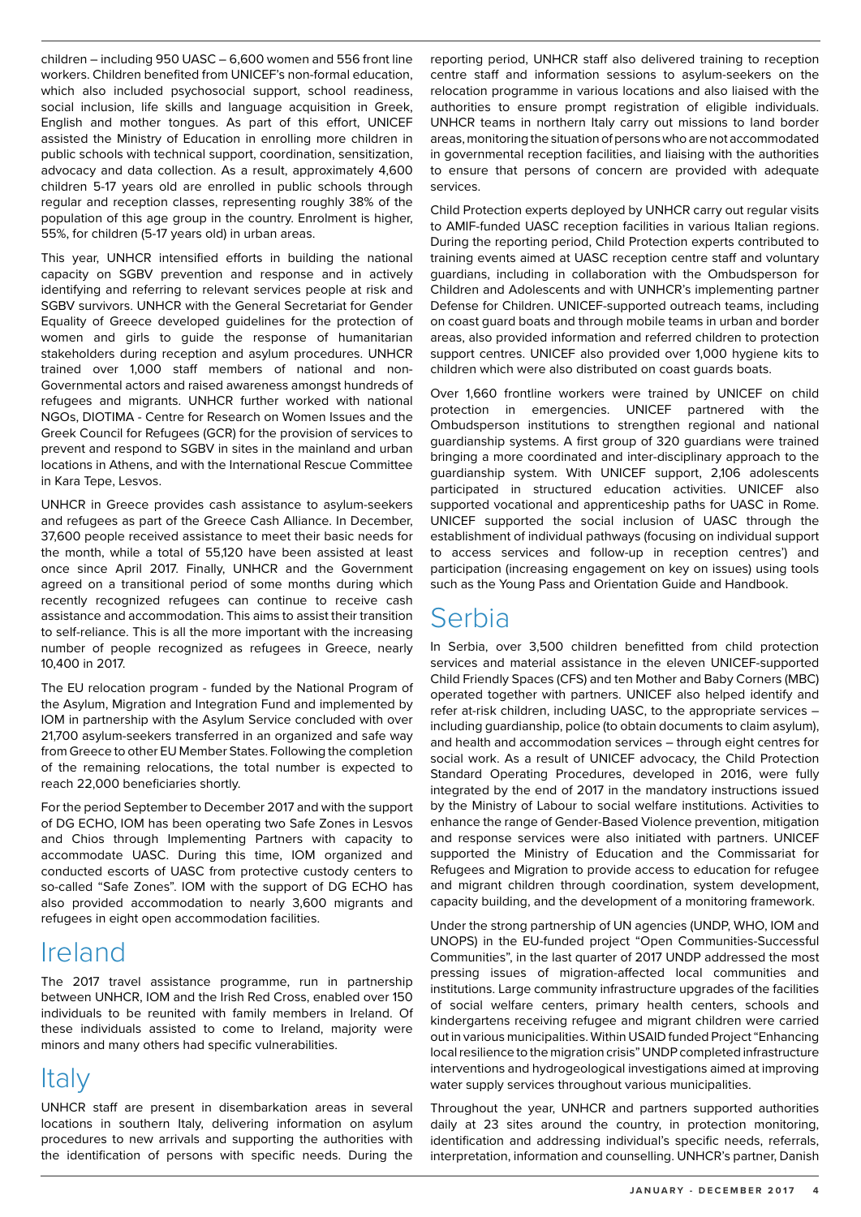children – including 950 UASC – 6,600 women and 556 front line workers. Children benefited from UNICEF's non-formal education, which also included psychosocial support, school readiness, social inclusion, life skills and language acquisition in Greek, English and mother tongues. As part of this effort, UNICEF assisted the Ministry of Education in enrolling more children in public schools with technical support, coordination, sensitization, advocacy and data collection. As a result, approximately 4,600 children 5-17 years old are enrolled in public schools through regular and reception classes, representing roughly 38% of the population of this age group in the country. Enrolment is higher, 55%, for children (5-17 years old) in urban areas.

This year, UNHCR intensified efforts in building the national capacity on SGBV prevention and response and in actively identifying and referring to relevant services people at risk and SGBV survivors. UNHCR with the General Secretariat for Gender Equality of Greece developed guidelines for the protection of women and girls to guide the response of humanitarian stakeholders during reception and asylum procedures. UNHCR trained over 1,000 staff members of national and non-Governmental actors and raised awareness amongst hundreds of refugees and migrants. UNHCR further worked with national NGOs, DIOTIMA - Centre for Research on Women Issues and the Greek Council for Refugees (GCR) for the provision of services to prevent and respond to SGBV in sites in the mainland and urban locations in Athens, and with the International Rescue Committee in Kara Tepe, Lesvos.

UNHCR in Greece provides cash assistance to asylum-seekers and refugees as part of the Greece Cash Alliance. In December, 37,600 people received assistance to meet their basic needs for the month, while a total of 55,120 have been assisted at least once since April 2017. Finally, UNHCR and the Government agreed on a transitional period of some months during which recently recognized refugees can continue to receive cash assistance and accommodation. This aims to assist their transition to self-reliance. This is all the more important with the increasing number of people recognized as refugees in Greece, nearly 10,400 in 2017.

The EU relocation program - funded by the National Program of the Asylum, Migration and Integration Fund and implemented by IOM in partnership with the Asylum Service concluded with over 21,700 asylum-seekers transferred in an organized and safe way from Greece to other EU Member States. Following the completion of the remaining relocations, the total number is expected to reach 22,000 beneficiaries shortly.

For the period September to December 2017 and with the support of DG ECHO, IOM has been operating two Safe Zones in Lesvos and Chios through Implementing Partners with capacity to accommodate UASC. During this time, IOM organized and conducted escorts of UASC from protective custody centers to so-called "Safe Zones". IOM with the support of DG ECHO has also provided accommodation to nearly 3,600 migrants and refugees in eight open accommodation facilities.

# Ireland

The 2017 travel assistance programme, run in partnership between UNHCR, IOM and the Irish Red Cross, enabled over 150 individuals to be reunited with family members in Ireland. Of these individuals assisted to come to Ireland, majority were minors and many others had specific vulnerabilities.

# Italy

UNHCR staff are present in disembarkation areas in several locations in southern Italy, delivering information on asylum procedures to new arrivals and supporting the authorities with the identification of persons with specific needs. During the reporting period, UNHCR staff also delivered training to reception centre staff and information sessions to asylum-seekers on the relocation programme in various locations and also liaised with the authorities to ensure prompt registration of eligible individuals. UNHCR teams in northern Italy carry out missions to land border areas, monitoring the situation of persons who are not accommodated in governmental reception facilities, and liaising with the authorities to ensure that persons of concern are provided with adequate services.

Child Protection experts deployed by UNHCR carry out regular visits to AMIF-funded UASC reception facilities in various Italian regions. During the reporting period, Child Protection experts contributed to training events aimed at UASC reception centre staff and voluntary guardians, including in collaboration with the Ombudsperson for Children and Adolescents and with UNHCR's implementing partner Defense for Children. UNICEF-supported outreach teams, including on coast guard boats and through mobile teams in urban and border areas, also provided information and referred children to protection support centres. UNICEF also provided over 1,000 hygiene kits to children which were also distributed on coast guards boats.

Over 1,660 frontline workers were trained by UNICEF on child protection in emergencies. UNICEF partnered with the Ombudsperson institutions to strengthen regional and national guardianship systems. A first group of 320 guardians were trained bringing a more coordinated and inter-disciplinary approach to the guardianship system. With UNICEF support, 2,106 adolescents participated in structured education activities. UNICEF also supported vocational and apprenticeship paths for UASC in Rome. UNICEF supported the social inclusion of UASC through the establishment of individual pathways (focusing on individual support to access services and follow-up in reception centres') and participation (increasing engagement on key on issues) using tools such as the Young Pass and Orientation Guide and Handbook.

# Serbia

In Serbia, over 3,500 children benefitted from child protection services and material assistance in the eleven UNICEF-supported Child Friendly Spaces (CFS) and ten Mother and Baby Corners (MBC) operated together with partners. UNICEF also helped identify and refer at-risk children, including UASC, to the appropriate services – including guardianship, police (to obtain documents to claim asylum), and health and accommodation services – through eight centres for social work. As a result of UNICEF advocacy, the Child Protection Standard Operating Procedures, developed in 2016, were fully integrated by the end of 2017 in the mandatory instructions issued by the Ministry of Labour to social welfare institutions. Activities to enhance the range of Gender-Based Violence prevention, mitigation and response services were also initiated with partners. UNICEF supported the Ministry of Education and the Commissariat for Refugees and Migration to provide access to education for refugee and migrant children through coordination, system development, capacity building, and the development of a monitoring framework.

Under the strong partnership of UN agencies (UNDP, WHO, IOM and UNOPS) in the EU-funded project "Open Communities-Successful Communities", in the last quarter of 2017 UNDP addressed the most pressing issues of migration-affected local communities and institutions. Large community infrastructure upgrades of the facilities of social welfare centers, primary health centers, schools and kindergartens receiving refugee and migrant children were carried out in various municipalities. Within USAID funded Project "Enhancing local resilience to the migration crisis" UNDP completed infrastructure interventions and hydrogeological investigations aimed at improving water supply services throughout various municipalities.

Throughout the year, UNHCR and partners supported authorities daily at 23 sites around the country, in protection monitoring, identification and addressing individual's specific needs, referrals, interpretation, information and counselling. UNHCR's partner, Danish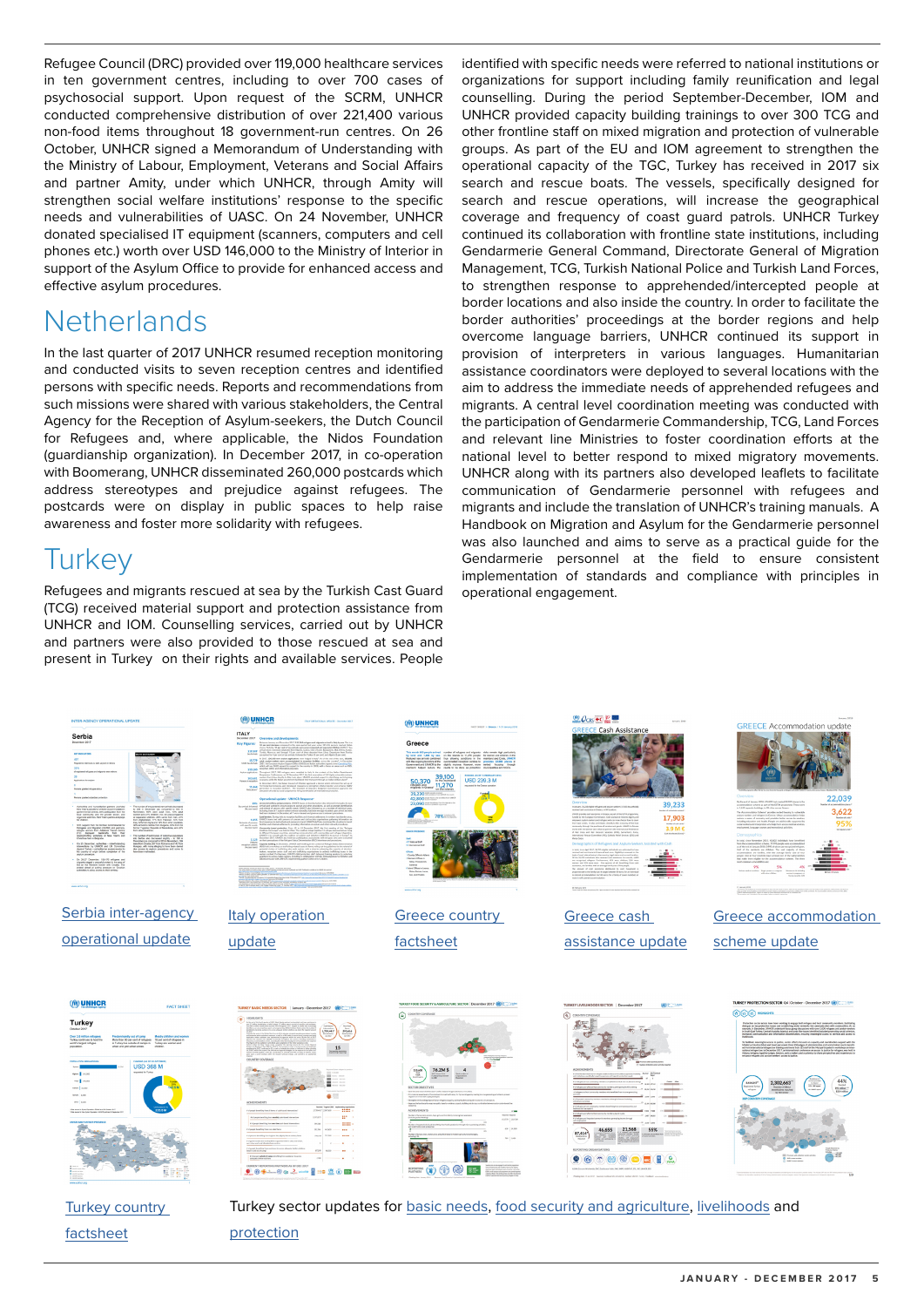Refugee Council (DRC) provided over 119,000 healthcare services in ten government centres, including to over 700 cases of psychosocial support. Upon request of the SCRM, UNHCR conducted comprehensive distribution of over 221,400 various non-food items throughout 18 government-run centres. On 26 October, UNHCR signed a Memorandum of Understanding with the Ministry of Labour, Employment, Veterans and Social Affairs and partner Amity, under which UNHCR, through Amity will strengthen social welfare institutions' response to the specific needs and vulnerabilities of UASC. On 24 November, UNHCR donated specialised IT equipment (scanners, computers and cell phones etc.) worth over USD 146,000 to the Ministry of Interior in support of the Asylum Office to provide for enhanced access and effective asylum procedures.

## Netherlands

In the last quarter of 2017 UNHCR resumed reception monitoring and conducted visits to seven reception centres and identified persons with specific needs. Reports and recommendations from such missions were shared with various stakeholders, the Central Agency for the Reception of Asylum-seekers, the Dutch Council for Refugees and, where applicable, the Nidos Foundation (guardianship organization). In December 2017, in co-operation with Boomerang, UNHCR disseminated 260,000 postcards which address stereotypes and prejudice against refugees. The postcards were on display in public spaces to help raise awareness and foster more solidarity with refugees.

## Turkey

Refugees and migrants rescued at sea by the Turkish Cast Guard (TCG) received material support and protection assistance from UNHCR and IOM. Counselling services, carried out by UNHCR and partners were also provided to those rescued at sea and present in Turkey on their rights and available services. People identified with specific needs were referred to national institutions or organizations for support including family reunification and legal counselling. During the period September-December, IOM and UNHCR provided capacity building trainings to over 300 TCG and other frontline staff on mixed migration and protection of vulnerable groups. As part of the EU and IOM agreement to strengthen the operational capacity of the TGC, Turkey has received in 2017 six search and rescue boats. The vessels, specifically designed for search and rescue operations, will increase the geographical coverage and frequency of coast guard patrols. UNHCR Turkey continued its collaboration with frontline state institutions, including Gendarmerie General Command, Directorate General of Migration Management, TCG, Turkish National Police and Turkish Land Forces, to strengthen response to apprehended/intercepted people at border locations and also inside the country. In order to facilitate the border authorities' proceedings at the border regions and help overcome language barriers, UNHCR continued its support in provision of interpreters in various languages. Humanitarian assistance coordinators were deployed to several locations with the aim to address the immediate needs of apprehended refugees and migrants. A central level coordination meeting was conducted with the participation of Gendarmerie Commandership, TCG, Land Forces and relevant line Ministries to foster coordination efforts at the national level to better respond to mixed migratory movements. UNHCR along with its partners also developed leaflets to facilitate communication of Gendarmerie personnel with refugees and migrants and include the translation of UNHCR's training manuals. A Handbook on Migration and Asylum for the Gendarmerie personnel was also launched and aims to serve as a practical guide for the Gendarmerie personnel at the field to ensure consistent implementation of standards and compliance with principles in operational engagement.

Serbia inter-agency operational update

Italy operation update

Greece country factsheet

Greece cash assistance update

Greece accommodation scheme update

Turkey country factsheet

Turkey sector updates for basic needs, food security and agriculture, livelihoods and protection